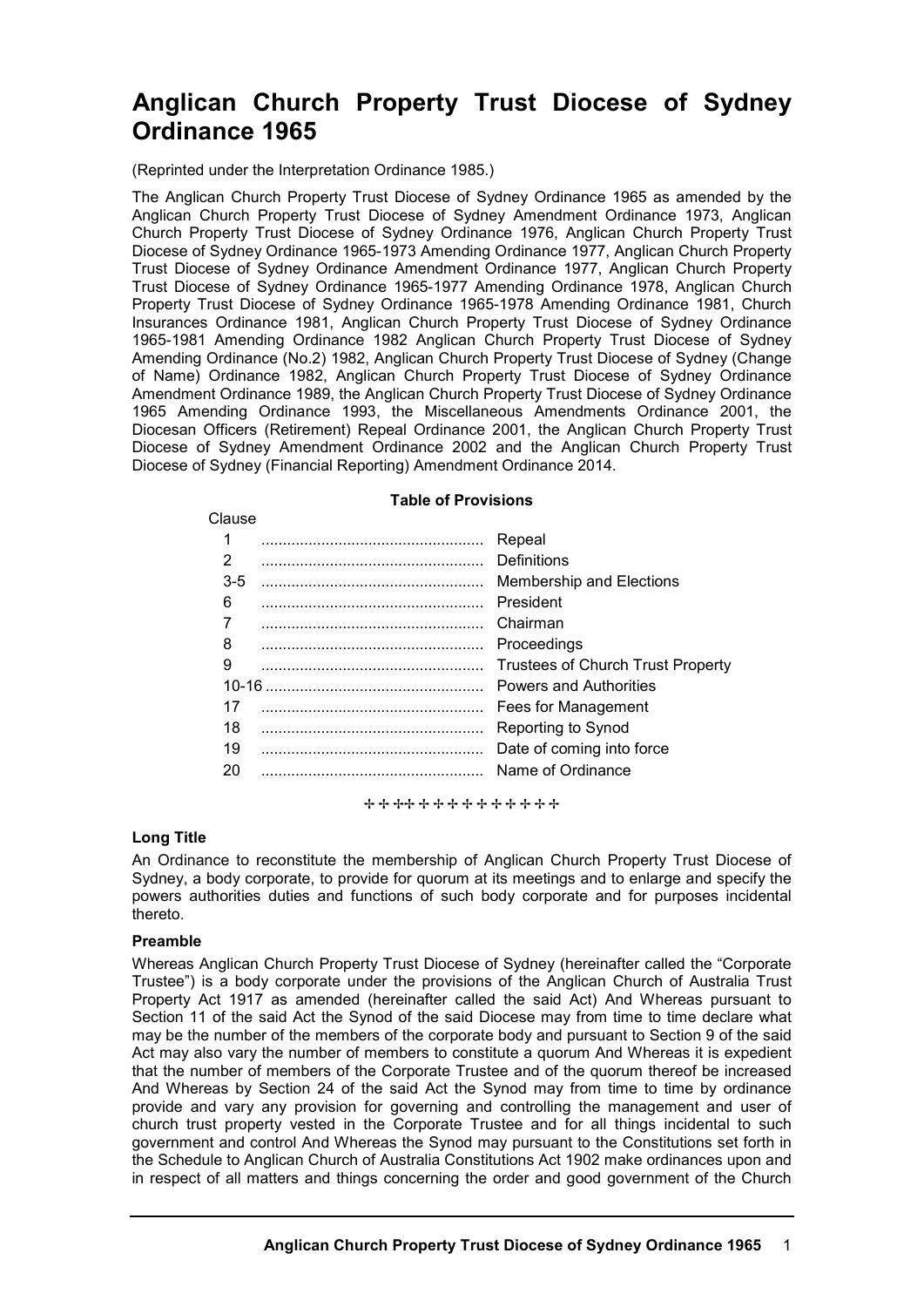# Anglican Church Property Trust Diocese of Sydney Ordinance 1965

(Reprinted under the Interpretation Ordinance 1985.)

The Anglican Church Property Trust Diocese of Sydney Ordinance 1965 as amended by the Anglican Church Property Trust Diocese of Sydney Amendment Ordinance 1973, Anglican Church Property Trust Diocese of Sydney Ordinance 1976, Anglican Church Property Trust Diocese of Sydney Ordinance 1965-1973 Amending Ordinance 1977, Anglican Church Property Trust Diocese of Sydney Ordinance Amendment Ordinance 1977, Anglican Church Property Trust Diocese of Sydney Ordinance 1965-1977 Amending Ordinance 1978, Anglican Church Property Trust Diocese of Sydney Ordinance 1965-1978 Amending Ordinance 1981, Church Insurances Ordinance 1981, Anglican Church Property Trust Diocese of Sydney Ordinance 1965-1981 Amending Ordinance 1982 Anglican Church Property Trust Diocese of Sydney Amending Ordinance (No.2) 1982, Anglican Church Property Trust Diocese of Sydney (Change of Name) Ordinance 1982, Anglican Church Property Trust Diocese of Sydney Ordinance Amendment Ordinance 1989, the Anglican Church Property Trust Diocese of Sydney Ordinance 1965 Amending Ordinance 1993, the Miscellaneous Amendments Ordinance 2001, the Diocesan Officers (Retirement) Repeal Ordinance 2001, the Anglican Church Property Trust Diocese of Sydney Amendment Ordinance 2002 and the Anglican Church Property Trust Diocese of Sydney (Financial Reporting) Amendment Ordinance 2014.

**Table of Provisions**

| Clause | |
|---|---|
| 1 | Repeal |
| 2 | Definitions |
| 3-5 | Membership and Elections |
| 6 | President |
| 7 | Chairman |
| 8 | Proceedings |
| 9 | Trustees of Church Trust Property |
| 10-16 | Powers and Authorities |
| 17 | Fees for Management |
| 18 | Reporting to Synod |
| 19 | Date of coming into force |
| 20 | Name of Ordinance |

✢✢✢✢✢✢✢✢✢✢✢✢✢✢

**Long Title**

An Ordinance to reconstitute the membership of Anglican Church Property Trust Diocese of Sydney, a body corporate, to provide for quorum at its meetings and to enlarge and specify the powers authorities duties and functions of such body corporate and for purposes incidental thereto.

**Preamble**

Whereas Anglican Church Property Trust Diocese of Sydney (hereinafter called the "Corporate Trustee") is a body corporate under the provisions of the Anglican Church of Australia Trust Property Act 1917 as amended (hereinafter called the said Act) And Whereas pursuant to Section 11 of the said Act the Synod of the said Diocese may from time to time declare what may be the number of the members of the corporate body and pursuant to Section 9 of the said Act may also vary the number of members to constitute a quorum And Whereas it is expedient that the number of members of the Corporate Trustee and of the quorum thereof be increased And Whereas by Section 24 of the said Act the Synod may from time to time by ordinance provide and vary any provision for governing and controlling the management and user of church trust property vested in the Corporate Trustee and for all things incidental to such government and control And Whereas the Synod may pursuant to the Constitutions set forth in the Schedule to Anglican Church of Australia Constitutions Act 1902 make ordinances upon and in respect of all matters and things concerning the order and good government of the Church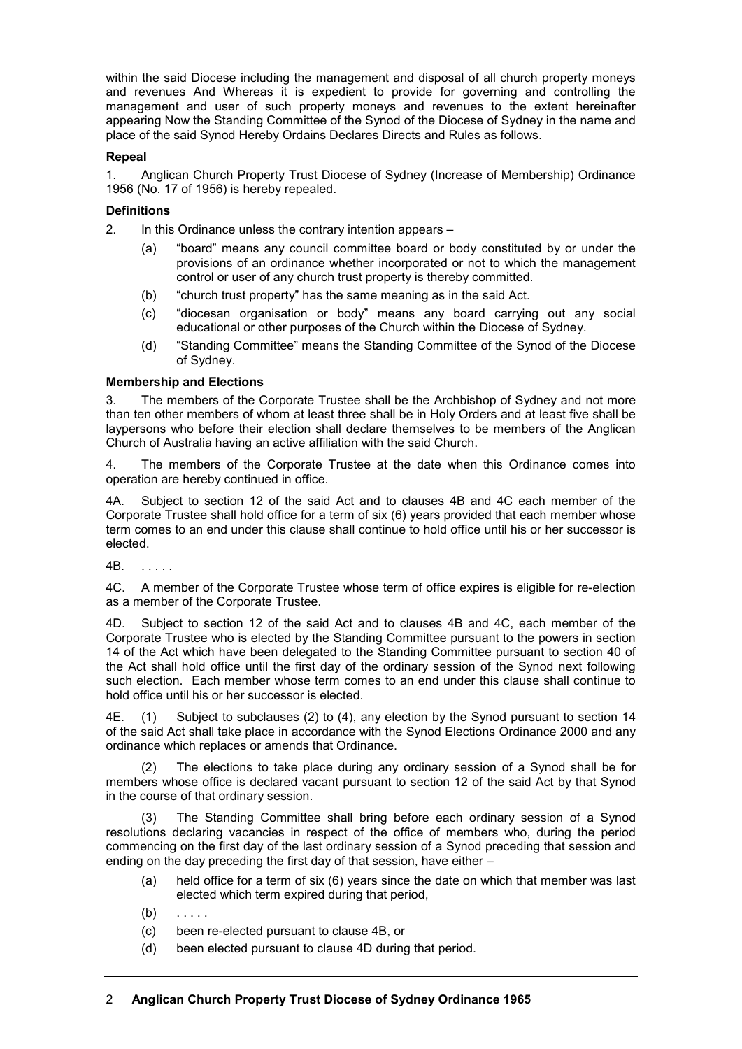within the said Diocese including the management and disposal of all church property moneys and revenues And Whereas it is expedient to provide for governing and controlling the management and user of such property moneys and revenues to the extent hereinafter appearing Now the Standing Committee of the Synod of the Diocese of Sydney in the name and place of the said Synod Hereby Ordains Declares Directs and Rules as follows.

**Repeal**

1. Anglican Church Property Trust Diocese of Sydney (Increase of Membership) Ordinance 1956 (No. 17 of 1956) is hereby repealed.

**Definitions**

2. In this Ordinance unless the contrary intention appears –

   (a) "board" means any council committee board or body constituted by or under the provisions of an ordinance whether incorporated or not to which the management control or user of any church trust property is thereby committed.

   (b) "church trust property" has the same meaning as in the said Act.

   (c) "diocesan organisation or body" means any board carrying out any social educational or other purposes of the Church within the Diocese of Sydney.

   (d) "Standing Committee" means the Standing Committee of the Synod of the Diocese of Sydney.

**Membership and Elections**

3. The members of the Corporate Trustee shall be the Archbishop of Sydney and not more than ten other members of whom at least three shall be in Holy Orders and at least five shall be laypersons who before their election shall declare themselves to be members of the Anglican Church of Australia having an active affiliation with the said Church.

4. The members of the Corporate Trustee at the date when this Ordinance comes into operation are hereby continued in office.

4A. Subject to section 12 of the said Act and to clauses 4B and 4C each member of the Corporate Trustee shall hold office for a term of six (6) years provided that each member whose term comes to an end under this clause shall continue to hold office until his or her successor is elected.

4B. . . . . .

4C. A member of the Corporate Trustee whose term of office expires is eligible for re-election as a member of the Corporate Trustee.

4D. Subject to section 12 of the said Act and to clauses 4B and 4C, each member of the Corporate Trustee who is elected by the Standing Committee pursuant to the powers in section 14 of the Act which have been delegated to the Standing Committee pursuant to section 40 of the Act shall hold office until the first day of the ordinary session of the Synod next following such election. Each member whose term comes to an end under this clause shall continue to hold office until his or her successor is elected.

4E. (1) Subject to subclauses (2) to (4), any election by the Synod pursuant to section 14 of the said Act shall take place in accordance with the Synod Elections Ordinance 2000 and any ordinance which replaces or amends that Ordinance.

(2) The elections to take place during any ordinary session of a Synod shall be for members whose office is declared vacant pursuant to section 12 of the said Act by that Synod in the course of that ordinary session.

(3) The Standing Committee shall bring before each ordinary session of a Synod resolutions declaring vacancies in respect of the office of members who, during the period commencing on the first day of the last ordinary session of a Synod preceding that session and ending on the day preceding the first day of that session, have either –

   (a) held office for a term of six (6) years since the date on which that member was last elected which term expired during that period,

   (b) . . . . .

   (c) been re-elected pursuant to clause 4B, or

   (d) been elected pursuant to clause 4D during that period.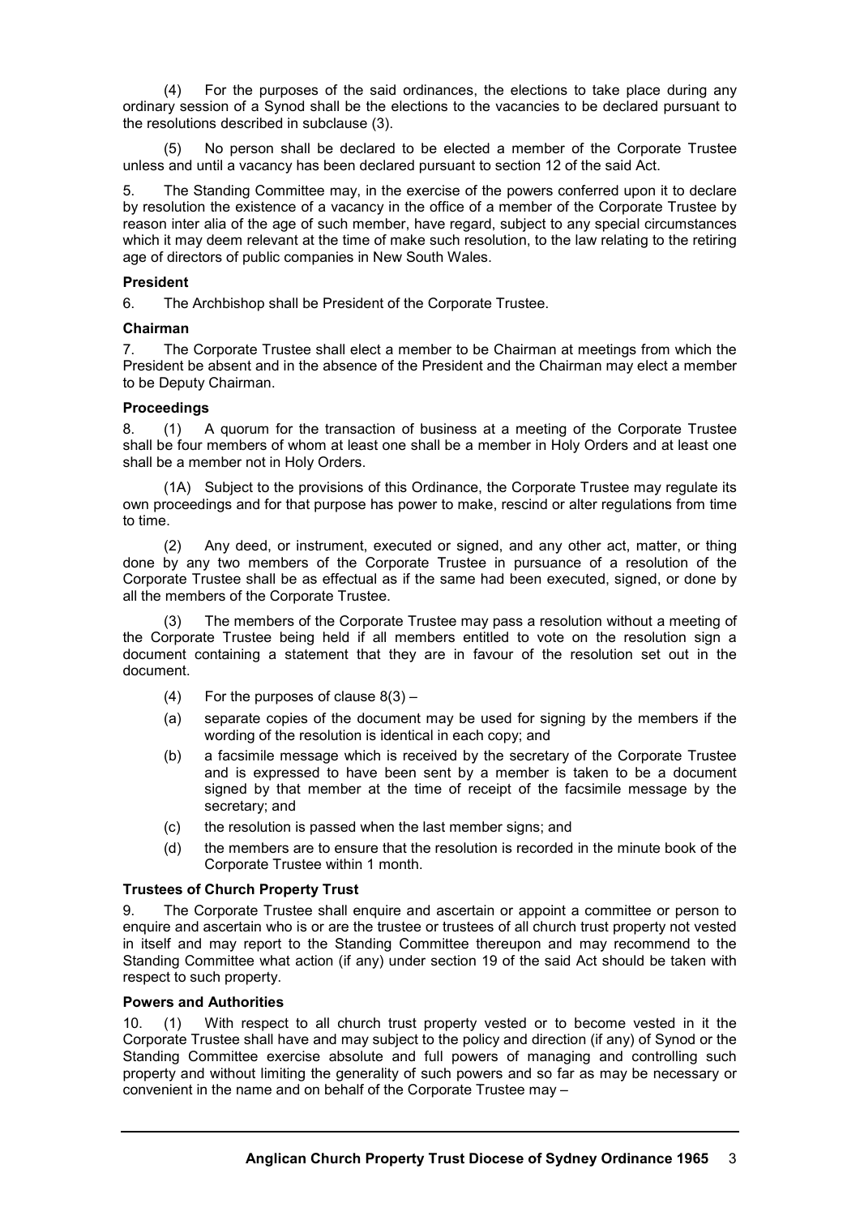(4) For the purposes of the said ordinances, the elections to take place during any ordinary session of a Synod shall be the elections to the vacancies to be declared pursuant to the resolutions described in subclause (3).

(5) No person shall be declared to be elected a member of the Corporate Trustee unless and until a vacancy has been declared pursuant to section 12 of the said Act.

5. The Standing Committee may, in the exercise of the powers conferred upon it to declare by resolution the existence of a vacancy in the office of a member of the Corporate Trustee by reason inter alia of the age of such member, have regard, subject to any special circumstances which it may deem relevant at the time of make such resolution, to the law relating to the retiring age of directors of public companies in New South Wales.

**President**

6. The Archbishop shall be President of the Corporate Trustee.

**Chairman**

7. The Corporate Trustee shall elect a member to be Chairman at meetings from which the President be absent and in the absence of the President and the Chairman may elect a member to be Deputy Chairman.

**Proceedings**

8. (1) A quorum for the transaction of business at a meeting of the Corporate Trustee shall be four members of whom at least one shall be a member in Holy Orders and at least one shall be a member not in Holy Orders.

(1A) Subject to the provisions of this Ordinance, the Corporate Trustee may regulate its own proceedings and for that purpose has power to make, rescind or alter regulations from time to time.

(2) Any deed, or instrument, executed or signed, and any other act, matter, or thing done by any two members of the Corporate Trustee in pursuance of a resolution of the Corporate Trustee shall be as effectual as if the same had been executed, signed, or done by all the members of the Corporate Trustee.

(3) The members of the Corporate Trustee may pass a resolution without a meeting of the Corporate Trustee being held if all members entitled to vote on the resolution sign a document containing a statement that they are in favour of the resolution set out in the document.

(4) For the purposes of clause 8(3) –

(a) separate copies of the document may be used for signing by the members if the wording of the resolution is identical in each copy; and

(b) a facsimile message which is received by the secretary of the Corporate Trustee and is expressed to have been sent by a member is taken to be a document signed by that member at the time of receipt of the facsimile message by the secretary; and

(c) the resolution is passed when the last member signs; and

(d) the members are to ensure that the resolution is recorded in the minute book of the Corporate Trustee within 1 month.

**Trustees of Church Property Trust**

9. The Corporate Trustee shall enquire and ascertain or appoint a committee or person to enquire and ascertain who is or are the trustee or trustees of all church trust property not vested in itself and may report to the Standing Committee thereupon and may recommend to the Standing Committee what action (if any) under section 19 of the said Act should be taken with respect to such property.

**Powers and Authorities**

10. (1) With respect to all church trust property vested or to become vested in it the Corporate Trustee shall have and may subject to the policy and direction (if any) of Synod or the Standing Committee exercise absolute and full powers of managing and controlling such property and without limiting the generality of such powers and so far as may be necessary or convenient in the name and on behalf of the Corporate Trustee may –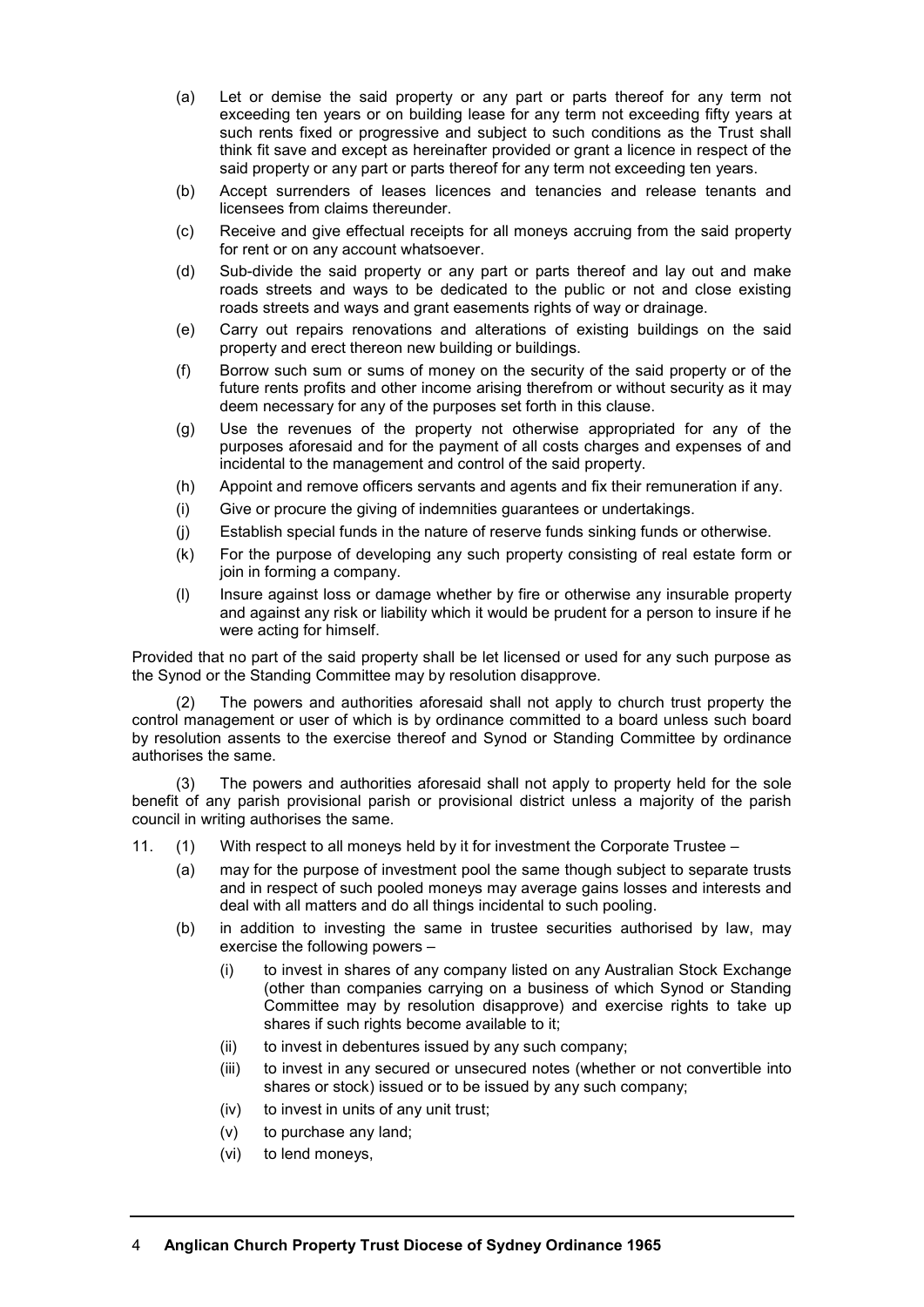(a) Let or demise the said property or any part or parts thereof for any term not exceeding ten years or on building lease for any term not exceeding fifty years at such rents fixed or progressive and subject to such conditions as the Trust shall think fit save and except as hereinafter provided or grant a licence in respect of the said property or any part or parts thereof for any term not exceeding ten years.

(b) Accept surrenders of leases licences and tenancies and release tenants and licensees from claims thereunder.

(c) Receive and give effectual receipts for all moneys accruing from the said property for rent or on any account whatsoever.

(d) Sub-divide the said property or any part or parts thereof and lay out and make roads streets and ways to be dedicated to the public or not and close existing roads streets and ways and grant easements rights of way or drainage.

(e) Carry out repairs renovations and alterations of existing buildings on the said property and erect thereon new building or buildings.

(f) Borrow such sum or sums of money on the security of the said property or of the future rents profits and other income arising therefrom or without security as it may deem necessary for any of the purposes set forth in this clause.

(g) Use the revenues of the property not otherwise appropriated for any of the purposes aforesaid and for the payment of all costs charges and expenses of and incidental to the management and control of the said property.

(h) Appoint and remove officers servants and agents and fix their remuneration if any.

(i) Give or procure the giving of indemnities guarantees or undertakings.

(j) Establish special funds in the nature of reserve funds sinking funds or otherwise.

(k) For the purpose of developing any such property consisting of real estate form or join in forming a company.

(l) Insure against loss or damage whether by fire or otherwise any insurable property and against any risk or liability which it would be prudent for a person to insure if he were acting for himself.

Provided that no part of the said property shall be let licensed or used for any such purpose as the Synod or the Standing Committee may by resolution disapprove.

(2) The powers and authorities aforesaid shall not apply to church trust property the control management or user of which is by ordinance committed to a board unless such board by resolution assents to the exercise thereof and Synod or Standing Committee by ordinance authorises the same.

(3) The powers and authorities aforesaid shall not apply to property held for the sole benefit of any parish provisional parish or provisional district unless a majority of the parish council in writing authorises the same.

11. (1) With respect to all moneys held by it for investment the Corporate Trustee –

(a) may for the purpose of investment pool the same though subject to separate trusts and in respect of such pooled moneys may average gains losses and interests and deal with all matters and do all things incidental to such pooling.

(b) in addition to investing the same in trustee securities authorised by law, may exercise the following powers –

(i) to invest in shares of any company listed on any Australian Stock Exchange (other than companies carrying on a business of which Synod or Standing Committee may by resolution disapprove) and exercise rights to take up shares if such rights become available to it;

(ii) to invest in debentures issued by any such company;

(iii) to invest in any secured or unsecured notes (whether or not convertible into shares or stock) issued or to be issued by any such company;

(iv) to invest in units of any unit trust;

(v) to purchase any land;

(vi) to lend moneys,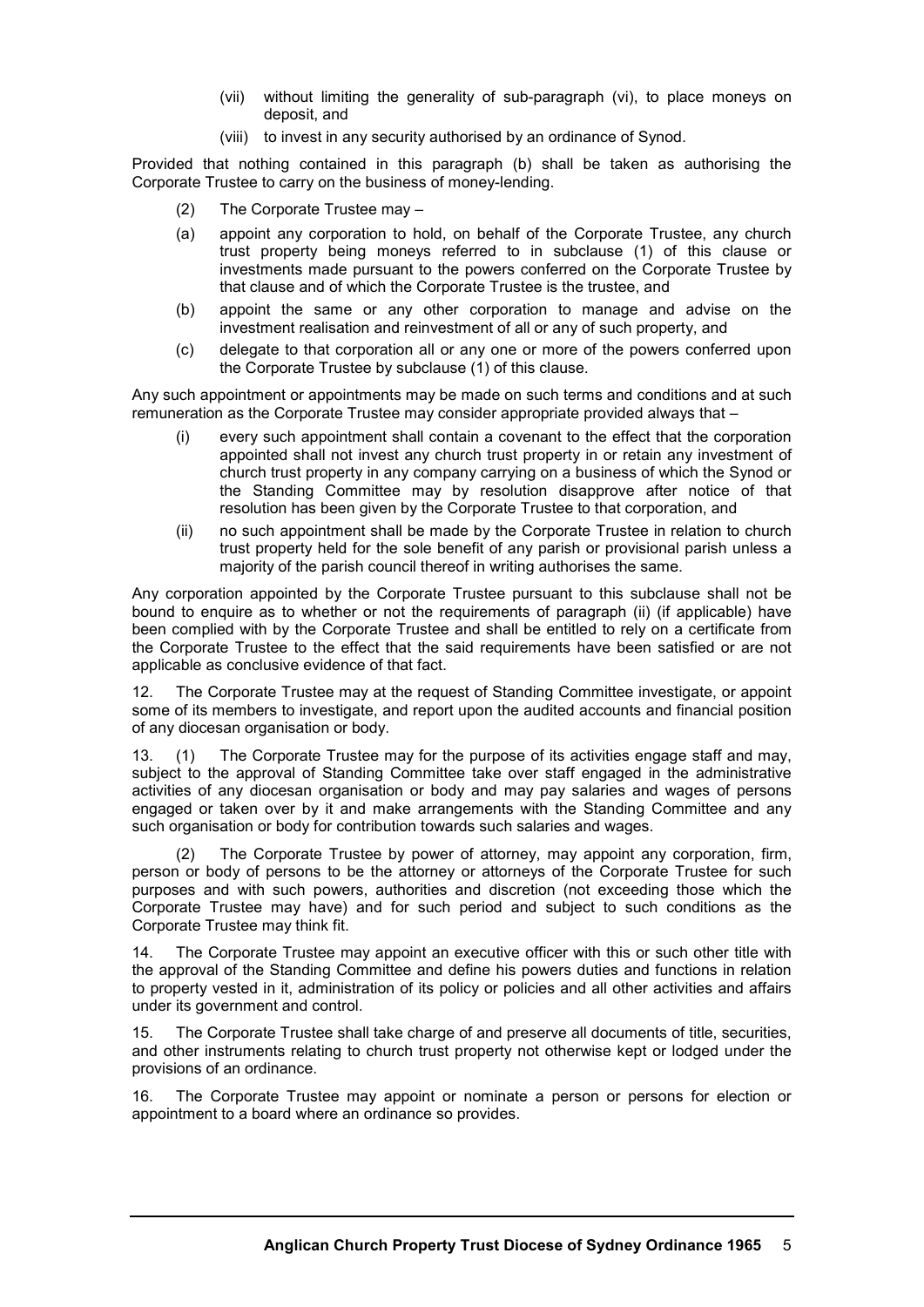(vii) without limiting the generality of sub-paragraph (vi), to place moneys on deposit, and

(viii) to invest in any security authorised by an ordinance of Synod.

Provided that nothing contained in this paragraph (b) shall be taken as authorising the Corporate Trustee to carry on the business of money-lending.

(2) The Corporate Trustee may –

(a) appoint any corporation to hold, on behalf of the Corporate Trustee, any church trust property being moneys referred to in subclause (1) of this clause or investments made pursuant to the powers conferred on the Corporate Trustee by that clause and of which the Corporate Trustee is the trustee, and

(b) appoint the same or any other corporation to manage and advise on the investment realisation and reinvestment of all or any of such property, and

(c) delegate to that corporation all or any one or more of the powers conferred upon the Corporate Trustee by subclause (1) of this clause.

Any such appointment or appointments may be made on such terms and conditions and at such remuneration as the Corporate Trustee may consider appropriate provided always that –

(i) every such appointment shall contain a covenant to the effect that the corporation appointed shall not invest any church trust property in or retain any investment of church trust property in any company carrying on a business of which the Synod or the Standing Committee may by resolution disapprove after notice of that resolution has been given by the Corporate Trustee to that corporation, and

(ii) no such appointment shall be made by the Corporate Trustee in relation to church trust property held for the sole benefit of any parish or provisional parish unless a majority of the parish council thereof in writing authorises the same.

Any corporation appointed by the Corporate Trustee pursuant to this subclause shall not be bound to enquire as to whether or not the requirements of paragraph (ii) (if applicable) have been complied with by the Corporate Trustee and shall be entitled to rely on a certificate from the Corporate Trustee to the effect that the said requirements have been satisfied or are not applicable as conclusive evidence of that fact.

12. The Corporate Trustee may at the request of Standing Committee investigate, or appoint some of its members to investigate, and report upon the audited accounts and financial position of any diocesan organisation or body.

13. (1) The Corporate Trustee may for the purpose of its activities engage staff and may, subject to the approval of Standing Committee take over staff engaged in the administrative activities of any diocesan organisation or body and may pay salaries and wages of persons engaged or taken over by it and make arrangements with the Standing Committee and any such organisation or body for contribution towards such salaries and wages.

(2) The Corporate Trustee by power of attorney, may appoint any corporation, firm, person or body of persons to be the attorney or attorneys of the Corporate Trustee for such purposes and with such powers, authorities and discretion (not exceeding those which the Corporate Trustee may have) and for such period and subject to such conditions as the Corporate Trustee may think fit.

14. The Corporate Trustee may appoint an executive officer with this or such other title with the approval of the Standing Committee and define his powers duties and functions in relation to property vested in it, administration of its policy or policies and all other activities and affairs under its government and control.

15. The Corporate Trustee shall take charge of and preserve all documents of title, securities, and other instruments relating to church trust property not otherwise kept or lodged under the provisions of an ordinance.

16. The Corporate Trustee may appoint or nominate a person or persons for election or appointment to a board where an ordinance so provides.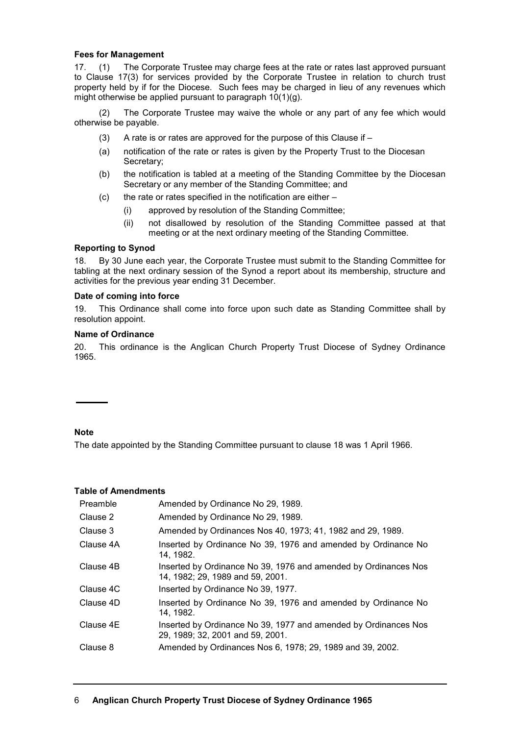**Fees for Management**

17. (1) The Corporate Trustee may charge fees at the rate or rates last approved pursuant to Clause 17(3) for services provided by the Corporate Trustee in relation to church trust property held by if for the Diocese. Such fees may be charged in lieu of any revenues which might otherwise be applied pursuant to paragraph 10(1)(g).

(2) The Corporate Trustee may waive the whole or any part of any fee which would otherwise be payable.

(3) A rate is or rates are approved for the purpose of this Clause if –

(a) notification of the rate or rates is given by the Property Trust to the Diocesan Secretary;

(b) the notification is tabled at a meeting of the Standing Committee by the Diocesan Secretary or any member of the Standing Committee; and

(c) the rate or rates specified in the notification are either –

  (i) approved by resolution of the Standing Committee;

  (ii) not disallowed by resolution of the Standing Committee passed at that meeting or at the next ordinary meeting of the Standing Committee.

**Reporting to Synod**

18. By 30 June each year, the Corporate Trustee must submit to the Standing Committee for tabling at the next ordinary session of the Synod a report about its membership, structure and activities for the previous year ending 31 December.

**Date of coming into force**

19. This Ordinance shall come into force upon such date as Standing Committee shall by resolution appoint.

**Name of Ordinance**

20. This ordinance is the Anglican Church Property Trust Diocese of Sydney Ordinance 1965.

---

**Note**

The date appointed by the Standing Committee pursuant to clause 18 was 1 April 1966.

**Table of Amendments**

| | |
|---|---|
| Preamble | Amended by Ordinance No 29, 1989. |
| Clause 2 | Amended by Ordinance No 29, 1989. |
| Clause 3 | Amended by Ordinances Nos 40, 1973; 41, 1982 and 29, 1989. |
| Clause 4A | Inserted by Ordinance No 39, 1976 and amended by Ordinance No 14, 1982. |
| Clause 4B | Inserted by Ordinance No 39, 1976 and amended by Ordinances Nos 14, 1982; 29, 1989 and 59, 2001. |
| Clause 4C | Inserted by Ordinance No 39, 1977. |
| Clause 4D | Inserted by Ordinance No 39, 1976 and amended by Ordinance No 14, 1982. |
| Clause 4E | Inserted by Ordinance No 39, 1977 and amended by Ordinances Nos 29, 1989; 32, 2001 and 59, 2001. |
| Clause 8 | Amended by Ordinances Nos 6, 1978; 29, 1989 and 39, 2002. |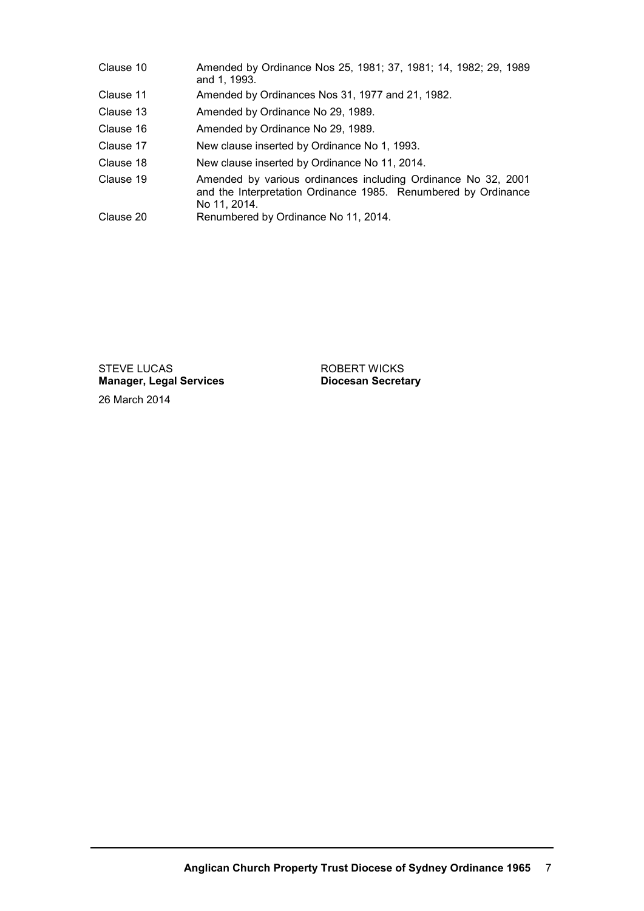| | |
|---|---|
| Clause 10 | Amended by Ordinance Nos 25, 1981; 37, 1981; 14, 1982; 29, 1989 and 1, 1993. |
| Clause 11 | Amended by Ordinances Nos 31, 1977 and 21, 1982. |
| Clause 13 | Amended by Ordinance No 29, 1989. |
| Clause 16 | Amended by Ordinance No 29, 1989. |
| Clause 17 | New clause inserted by Ordinance No 1, 1993. |
| Clause 18 | New clause inserted by Ordinance No 11, 2014. |
| Clause 19 | Amended by various ordinances including Ordinance No 32, 2001 and the Interpretation Ordinance 1985. Renumbered by Ordinance No 11, 2014. |
| Clause 20 | Renumbered by Ordinance No 11, 2014. |

STEVE LUCAS
**Manager, Legal Services**

ROBERT WICKS
**Diocesan Secretary**

26 March 2014